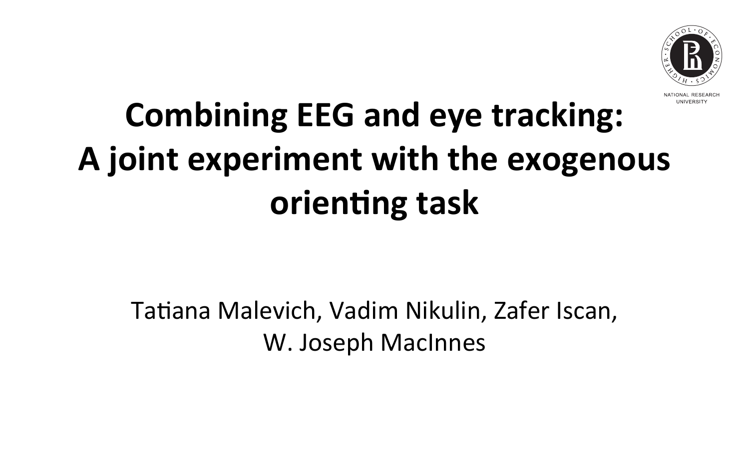# Combining EEG and eye tracking: A joint experiment with the exogenous orienting task

Tatiana Malevich, Vadim Nikulin, Zafer Iscan, W. Joseph MacInnes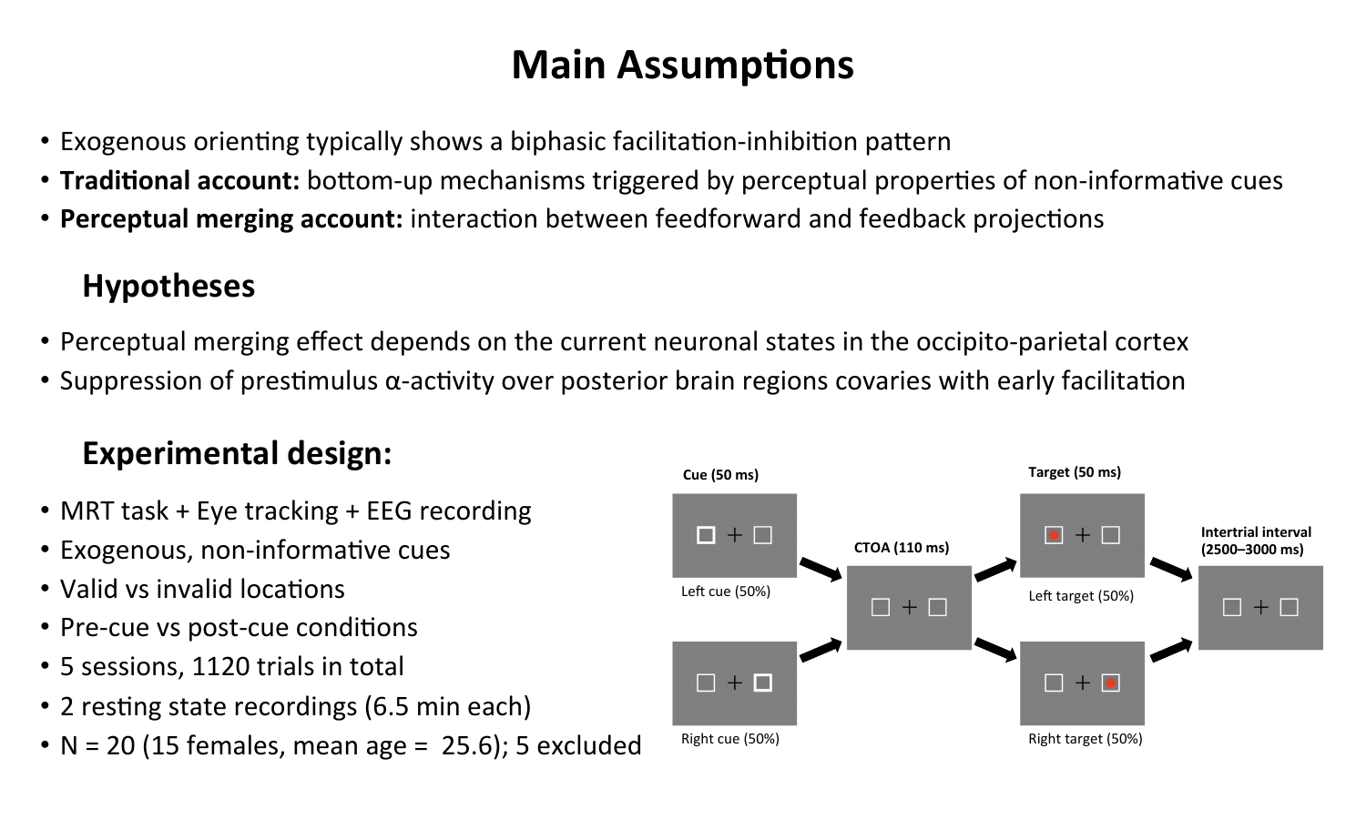# Main Assumptions

- Exogenous orienting typically shows a biphasic facilitation-inhibition pattern
- **Traditional account:** bottom-up mechanisms triggered by perceptual properties of non-informative cues
- **Perceptual merging account:** interaction between feedforward and feedback projections

## Hypotheses

- Perceptual merging effect depends on the current neuronal states in the occipito-parietal cortex
- Suppression of prestimulus α-activity over posterior brain regions covaries with early facilitation

## Experimental design:

- MRT task + Eye tracking + EEG recording
- Exogenous, non-informative cues
- Valid vs invalid locations
- Pre-cue vs post-cue conditions
- 5 sessions, 1120 trials in total
- 2 resting state recordings (6.5 min each)
- N = 20 (15 females, mean age = 25.6); 5 excluded

Cue (50 ms)

Left cue (50%)

Right cue (50%)

CTOA (110 ms)

Target (50 ms)

Left target (50%)

Right target (50%)

Intertrial interval (2500–3000 ms)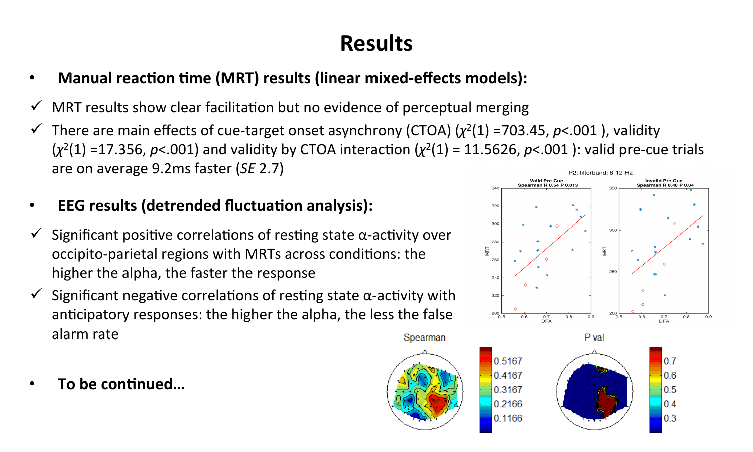# Results

- **Manual reaction time (MRT) results (linear mixed-effects models):**

✓ MRT results show clear facilitation but no evidence of perceptual merging

✓ There are main effects of cue-target onset asynchrony (CTOA) ($\chi^2(1) = 703.45$, $p < .001$ ), validity ($\chi^2(1) = 17.356$, $p < .001$) and validity by CTOA interaction ($\chi^2(1) = 11.5626$, $p < .001$ ): valid pre-cue trials are on average 9.2ms faster (*SE* 2.7)

- **EEG results (detrended fluctuation analysis):**

✓ Significant positive correlations of resting state α-activity over occipito-parietal regions with MRTs across conditions: the higher the alpha, the faster the response

✓ Significant negative correlations of resting state α-activity with anticipatory responses: the higher the alpha, the less the false alarm rate

- **To be continued…**

P2: filterband: 8-12 Hz

Valid Pre-Cue
Spearman R 0.54 P 0.013

Invalid Pre-Cue
Spearman R 0.46 P 0.04

MRT

DFA

Spearman

0.5167
0.4167
0.3167
0.2166
0.1166

P val

0.7
0.6
0.5
0.4
0.3